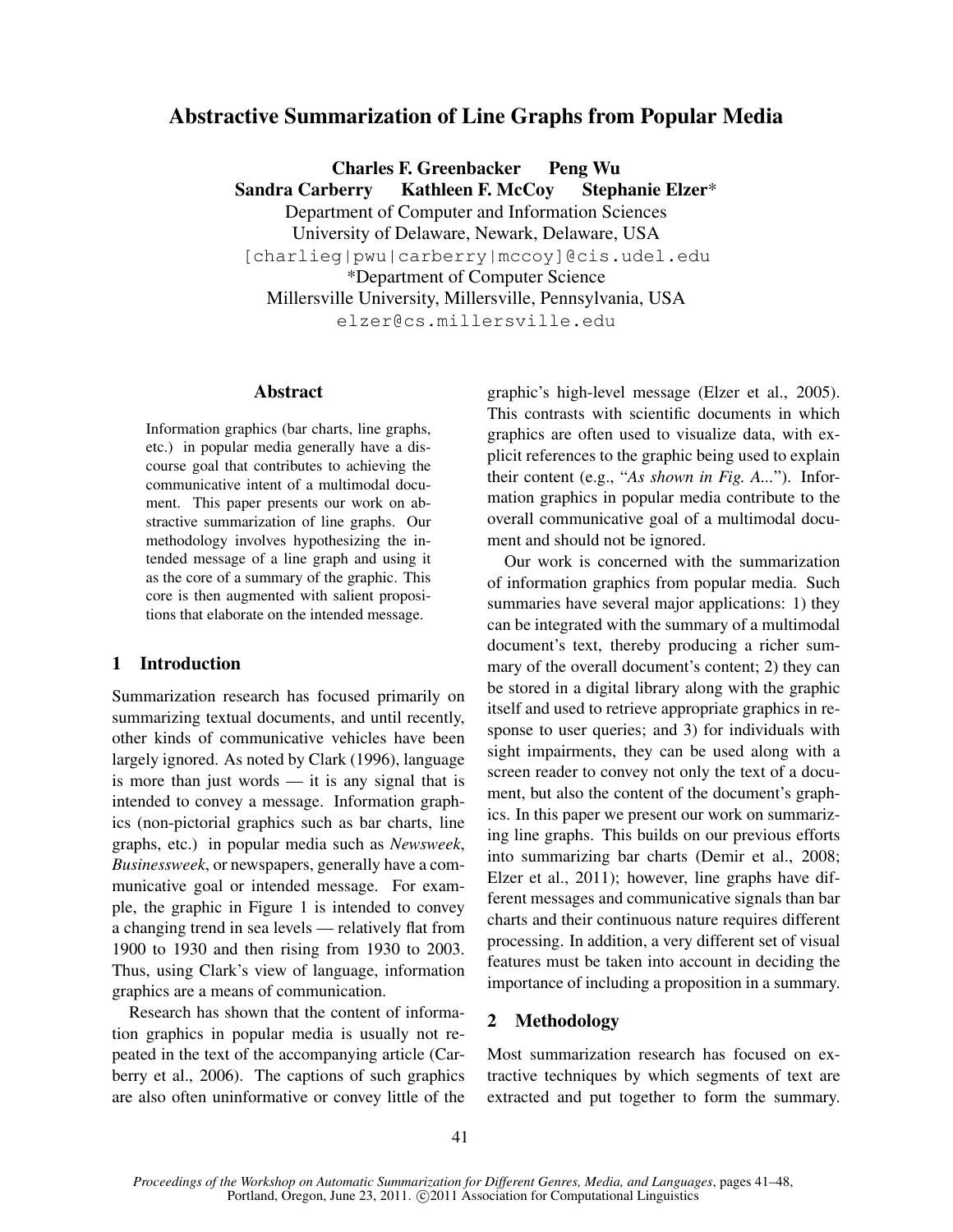# Abstractive Summarization of Line Graphs from Popular Media

**Charles F. Greenbacker    Peng Wu**
**Sandra Carberry    Kathleen F. McCoy    Stephanie Elzer***

Department of Computer and Information Sciences
University of Delaware, Newark, Delaware, USA
[charlieg|pwu|carberry|mccoy]@cis.udel.edu
*Department of Computer Science
Millersville University, Millersville, Pennsylvania, USA
elzer@cs.millersville.edu

## Abstract

Information graphics (bar charts, line graphs, etc.) in popular media generally have a discourse goal that contributes to achieving the communicative intent of a multimodal document. This paper presents our work on abstractive summarization of line graphs. Our methodology involves hypothesizing the intended message of a line graph and using it as the core of a summary of the graphic. This core is then augmented with salient propositions that elaborate on the intended message.

## 1 Introduction

Summarization research has focused primarily on summarizing textual documents, and until recently, other kinds of communicative vehicles have been largely ignored. As noted by Clark (1996), language is more than just words — it is any signal that is intended to convey a message. Information graphics (non-pictorial graphics such as bar charts, line graphs, etc.) in popular media such as *Newsweek*, *Businessweek*, or newspapers, generally have a communicative goal or intended message. For example, the graphic in Figure 1 is intended to convey a changing trend in sea levels — relatively flat from 1900 to 1930 and then rising from 1930 to 2003. Thus, using Clark's view of language, information graphics are a means of communication.

Research has shown that the content of information graphics in popular media is usually not repeated in the text of the accompanying article (Carberry et al., 2006). The captions of such graphics are also often uninformative or convey little of the graphic's high-level message (Elzer et al., 2005). This contrasts with scientific documents in which graphics are often used to visualize data, with explicit references to the graphic being used to explain their content (e.g., "*As shown in Fig. A...*"). Information graphics in popular media contribute to the overall communicative goal of a multimodal document and should not be ignored.

Our work is concerned with the summarization of information graphics from popular media. Such summaries have several major applications: 1) they can be integrated with the summary of a multimodal document's text, thereby producing a richer summary of the overall document's content; 2) they can be stored in a digital library along with the graphic itself and used to retrieve appropriate graphics in response to user queries; and 3) for individuals with sight impairments, they can be used along with a screen reader to convey not only the text of a document, but also the content of the document's graphics. In this paper we present our work on summarizing line graphs. This builds on our previous efforts into summarizing bar charts (Demir et al., 2008; Elzer et al., 2011); however, line graphs have different messages and communicative signals than bar charts and their continuous nature requires different processing. In addition, a very different set of visual features must be taken into account in deciding the importance of including a proposition in a summary.

## 2 Methodology

Most summarization research has focused on extractive techniques by which segments of text are extracted and put together to form the summary.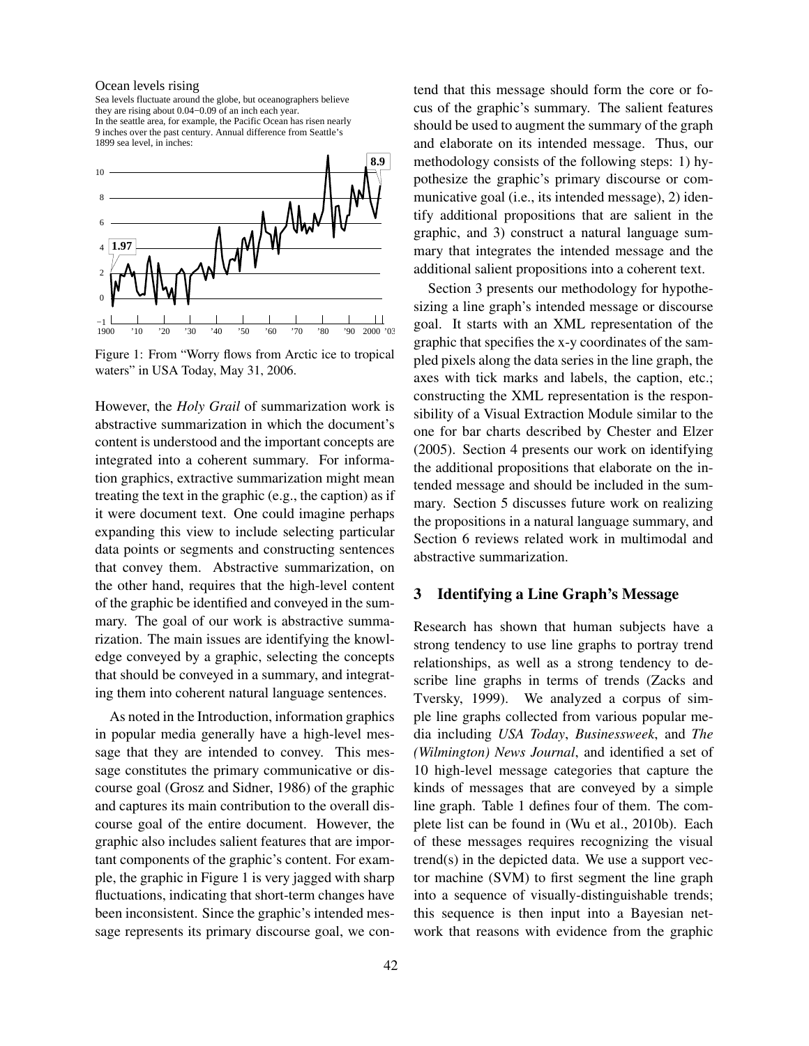Ocean levels rising

Sea levels fluctuate around the globe, but oceanographers believe they are rising about 0.04−0.09 of an inch each year. In the seattle area, for example, the Pacific Ocean has risen nearly 9 inches over the past century. Annual difference from Seattle's 1899 sea level, in inches:

Figure 1: From "Worry flows from Arctic ice to tropical waters" in USA Today, May 31, 2006.

However, the *Holy Grail* of summarization work is abstractive summarization in which the document's content is understood and the important concepts are integrated into a coherent summary. For information graphics, extractive summarization might mean treating the text in the graphic (e.g., the caption) as if it were document text. One could imagine perhaps expanding this view to include selecting particular data points or segments and constructing sentences that convey them. Abstractive summarization, on the other hand, requires that the high-level content of the graphic be identified and conveyed in the summary. The goal of our work is abstractive summarization. The main issues are identifying the knowledge conveyed by a graphic, selecting the concepts that should be conveyed in a summary, and integrating them into coherent natural language sentences.

As noted in the Introduction, information graphics in popular media generally have a high-level message that they are intended to convey. This message constitutes the primary communicative or discourse goal (Grosz and Sidner, 1986) of the graphic and captures its main contribution to the overall discourse goal of the entire document. However, the graphic also includes salient features that are important components of the graphic's content. For example, the graphic in Figure 1 is very jagged with sharp fluctuations, indicating that short-term changes have been inconsistent. Since the graphic's intended message represents its primary discourse goal, we contend that this message should form the core or focus of the graphic's summary. The salient features should be used to augment the summary of the graph and elaborate on its intended message. Thus, our methodology consists of the following steps: 1) hypothesize the graphic's primary discourse or communicative goal (i.e., its intended message), 2) identify additional propositions that are salient in the graphic, and 3) construct a natural language summary that integrates the intended message and the additional salient propositions into a coherent text.

Section 3 presents our methodology for hypothesizing a line graph's intended message or discourse goal. It starts with an XML representation of the graphic that specifies the x-y coordinates of the sampled pixels along the data series in the line graph, the axes with tick marks and labels, the caption, etc.; constructing the XML representation is the responsibility of a Visual Extraction Module similar to the one for bar charts described by Chester and Elzer (2005). Section 4 presents our work on identifying the additional propositions that elaborate on the intended message and should be included in the summary. Section 5 discusses future work on realizing the propositions in a natural language summary, and Section 6 reviews related work in multimodal and abstractive summarization.

## 3 Identifying a Line Graph's Message

Research has shown that human subjects have a strong tendency to use line graphs to portray trend relationships, as well as a strong tendency to describe line graphs in terms of trends (Zacks and Tversky, 1999). We analyzed a corpus of simple line graphs collected from various popular media including *USA Today*, *Businessweek*, and *The (Wilmington) News Journal*, and identified a set of 10 high-level message categories that capture the kinds of messages that are conveyed by a simple line graph. Table 1 defines four of them. The complete list can be found in (Wu et al., 2010b). Each of these messages requires recognizing the visual trend(s) in the depicted data. We use a support vector machine (SVM) to first segment the line graph into a sequence of visually-distinguishable trends; this sequence is then input into a Bayesian network that reasons with evidence from the graphic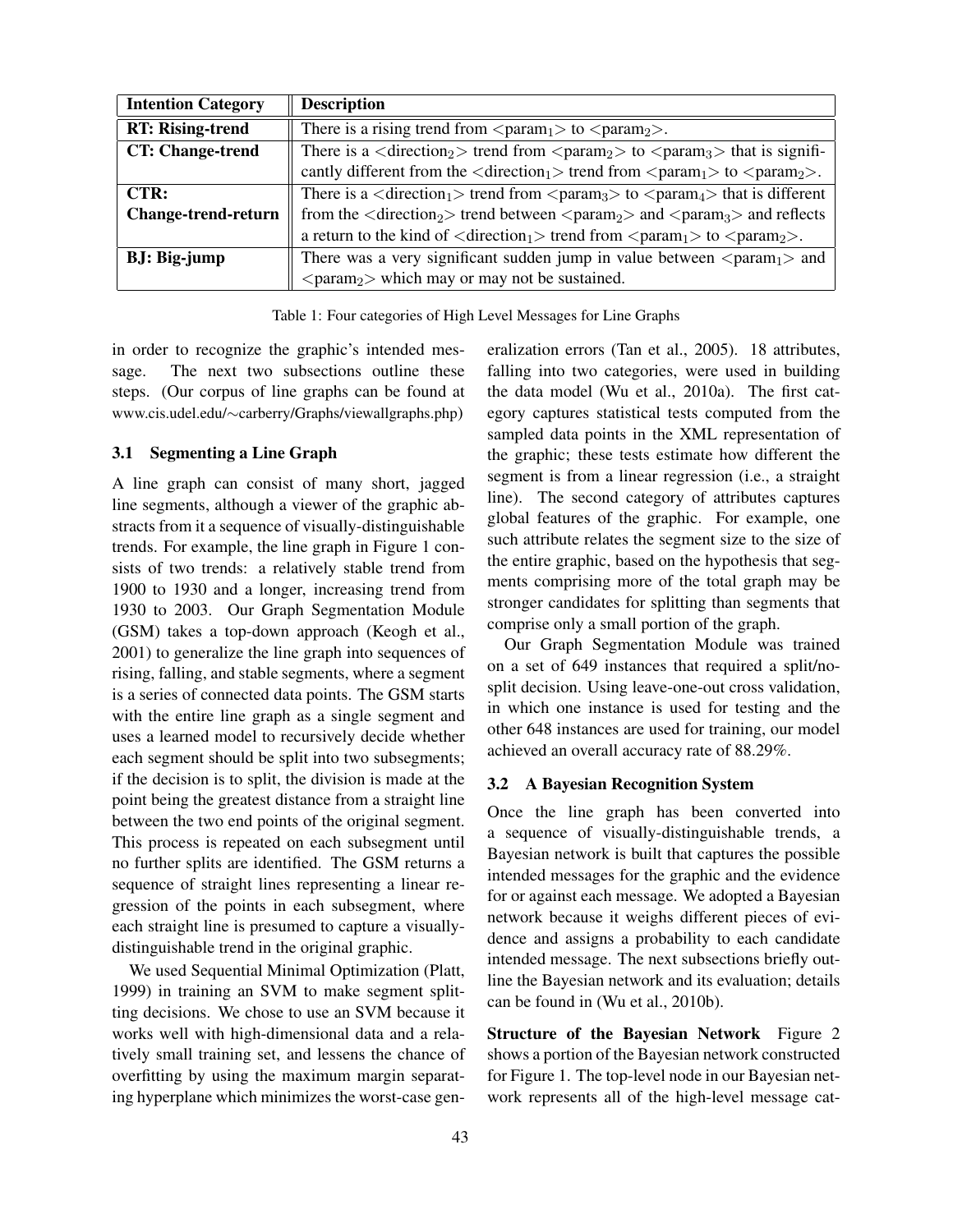| Intention Category | Description |
| --- | --- |
| **RT: Rising-trend** | There is a rising trend from <$param_1$> to <$param_2$>. |
| **CT: Change-trend** | There is a <$direction_2$> trend from <$param_2$> to <$param_3$> that is significantly different from the <$direction_1$> trend from <$param_1$> to <$param_2$>. |
| **CTR: Change-trend-return** | There is a <$direction_1$> trend from <$param_3$> to <$param_4$> that is different from the <$direction_2$> trend between <$param_2$> and <$param_3$> and reflects a return to the kind of <$direction_1$> trend from <$param_1$> to <$param_2$>. |
| **BJ: Big-jump** | There was a very significant sudden jump in value between <$param_1$> and <$param_2$> which may or may not be sustained. |

Table 1: Four categories of High Level Messages for Line Graphs

in order to recognize the graphic's intended message. The next two subsections outline these steps. (Our corpus of line graphs can be found at www.cis.udel.edu/∼carberry/Graphs/viewallgraphs.php)

### 3.1 Segmenting a Line Graph

A line graph can consist of many short, jagged line segments, although a viewer of the graphic abstracts from it a sequence of visually-distinguishable trends. For example, the line graph in Figure 1 consists of two trends: a relatively stable trend from 1900 to 1930 and a longer, increasing trend from 1930 to 2003. Our Graph Segmentation Module (GSM) takes a top-down approach (Keogh et al., 2001) to generalize the line graph into sequences of rising, falling, and stable segments, where a segment is a series of connected data points. The GSM starts with the entire line graph as a single segment and uses a learned model to recursively decide whether each segment should be split into two subsegments; if the decision is to split, the division is made at the point being the greatest distance from a straight line between the two end points of the original segment. This process is repeated on each subsegment until no further splits are identified. The GSM returns a sequence of straight lines representing a linear regression of the points in each subsegment, where each straight line is presumed to capture a visually-distinguishable trend in the original graphic.

We used Sequential Minimal Optimization (Platt, 1999) in training an SVM to make segment splitting decisions. We chose to use an SVM because it works well with high-dimensional data and a relatively small training set, and lessens the chance of overfitting by using the maximum margin separating hyperplane which minimizes the worst-case generalization errors (Tan et al., 2005). 18 attributes, falling into two categories, were used in building the data model (Wu et al., 2010a). The first category captures statistical tests computed from the sampled data points in the XML representation of the graphic; these tests estimate how different the segment is from a linear regression (i.e., a straight line). The second category of attributes captures global features of the graphic. For example, one such attribute relates the segment size to the size of the entire graphic, based on the hypothesis that segments comprising more of the total graph may be stronger candidates for splitting than segments that comprise only a small portion of the graph.

Our Graph Segmentation Module was trained on a set of 649 instances that required a split/no-split decision. Using leave-one-out cross validation, in which one instance is used for testing and the other 648 instances are used for training, our model achieved an overall accuracy rate of 88.29%.

### 3.2 A Bayesian Recognition System

Once the line graph has been converted into a sequence of visually-distinguishable trends, a Bayesian network is built that captures the possible intended messages for the graphic and the evidence for or against each message. We adopted a Bayesian network because it weighs different pieces of evidence and assigns a probability to each candidate intended message. The next subsections briefly outline the Bayesian network and its evaluation; details can be found in (Wu et al., 2010b).

**Structure of the Bayesian Network** Figure 2 shows a portion of the Bayesian network constructed for Figure 1. The top-level node in our Bayesian network represents all of the high-level message cat-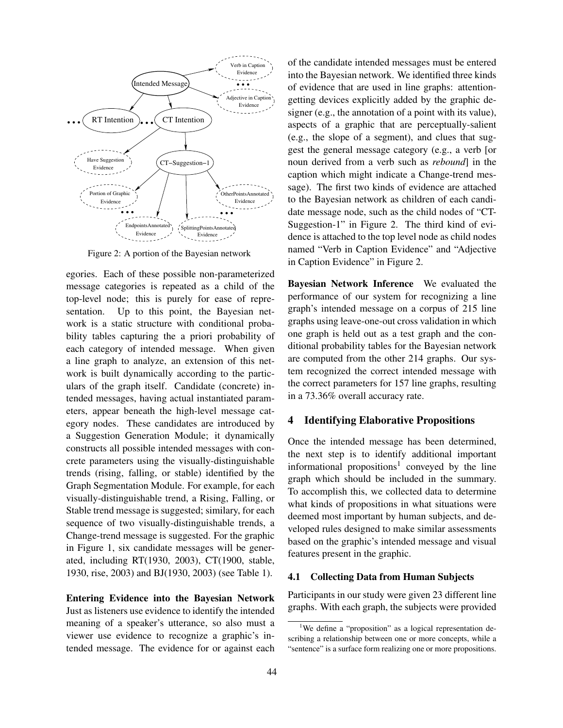Figure 2: A portion of the Bayesian network

egories. Each of these possible non-parameterized message categories is repeated as a child of the top-level node; this is purely for ease of representation. Up to this point, the Bayesian network is a static structure with conditional probability tables capturing the a priori probability of each category of intended message. When given a line graph to analyze, an extension of this network is built dynamically according to the particulars of the graph itself. Candidate (concrete) intended messages, having actual instantiated parameters, appear beneath the high-level message category nodes. These candidates are introduced by a Suggestion Generation Module; it dynamically constructs all possible intended messages with concrete parameters using the visually-distinguishable trends (rising, falling, or stable) identified by the Graph Segmentation Module. For example, for each visually-distinguishable trend, a Rising, Falling, or Stable trend message is suggested; similary, for each sequence of two visually-distinguishable trends, a Change-trend message is suggested. For the graphic in Figure 1, six candidate messages will be generated, including RT(1930, 2003), CT(1900, stable, 1930, rise, 2003) and BJ(1930, 2003) (see Table 1).

**Entering Evidence into the Bayesian Network** Just as listeners use evidence to identify the intended meaning of a speaker's utterance, so also must a viewer use evidence to recognize a graphic's intended message. The evidence for or against each of the candidate intended messages must be entered into the Bayesian network. We identified three kinds of evidence that are used in line graphs: attention-getting devices explicitly added by the graphic designer (e.g., the annotation of a point with its value), aspects of a graphic that are perceptually-salient (e.g., the slope of a segment), and clues that suggest the general message category (e.g., a verb [or noun derived from a verb such as *rebound*] in the caption which might indicate a Change-trend message). The first two kinds of evidence are attached to the Bayesian network as children of each candidate message node, such as the child nodes of "CT-Suggestion-1" in Figure 2. The third kind of evidence is attached to the top level node as child nodes named "Verb in Caption Evidence" and "Adjective in Caption Evidence" in Figure 2.

**Bayesian Network Inference** We evaluated the performance of our system for recognizing a line graph's intended message on a corpus of 215 line graphs using leave-one-out cross validation in which one graph is held out as a test graph and the conditional probability tables for the Bayesian network are computed from the other 214 graphs. Our system recognized the correct intended message with the correct parameters for 157 line graphs, resulting in a 73.36% overall accuracy rate.

## 4 Identifying Elaborative Propositions

Once the intended message has been determined, the next step is to identify additional important informational propositions[1] conveyed by the line graph which should be included in the summary. To accomplish this, we collected data to determine what kinds of propositions in what situations were deemed most important by human subjects, and developed rules designed to make similar assessments based on the graphic's intended message and visual features present in the graphic.

### 4.1 Collecting Data from Human Subjects

Participants in our study were given 23 different line graphs. With each graph, the subjects were provided

[1] We define a "proposition" as a logical representation describing a relationship between one or more concepts, while a "sentence" is a surface form realizing one or more propositions.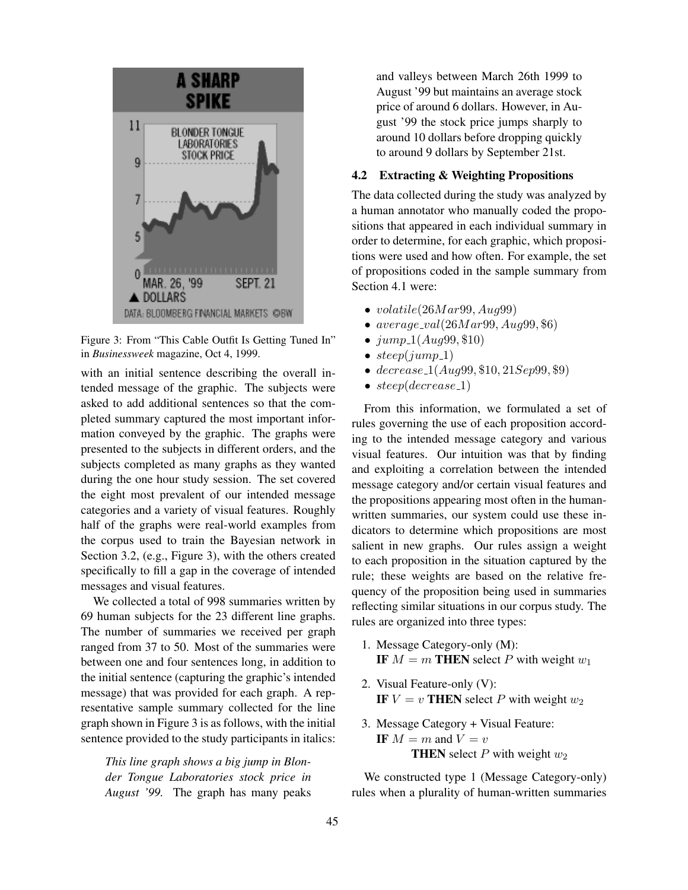Figure 3: From "This Cable Outfit Is Getting Tuned In" in *Businessweek* magazine, Oct 4, 1999.

with an initial sentence describing the overall intended message of the graphic. The subjects were asked to add additional sentences so that the completed summary captured the most important information conveyed by the graphic. The graphs were presented to the subjects in different orders, and the subjects completed as many graphs as they wanted during the one hour study session. The set covered the eight most prevalent of our intended message categories and a variety of visual features. Roughly half of the graphs were real-world examples from the corpus used to train the Bayesian network in Section 3.2, (e.g., Figure 3), with the others created specifically to fill a gap in the coverage of intended messages and visual features.

We collected a total of 998 summaries written by 69 human subjects for the 23 different line graphs. The number of summaries we received per graph ranged from 37 to 50. Most of the summaries were between one and four sentences long, in addition to the initial sentence (capturing the graphic's intended message) that was provided for each graph. A representative sample summary collected for the line graph shown in Figure 3 is as follows, with the initial sentence provided to the study participants in italics:

> *This line graph shows a big jump in Blonder Tongue Laboratories stock price in August '99.* The graph has many peaks and valleys between March 26th 1999 to August '99 but maintains an average stock price of around 6 dollars. However, in August '99 the stock price jumps sharply to around 10 dollars before dropping quickly to around 9 dollars by September 21st.

### 4.2 Extracting & Weighting Propositions

The data collected during the study was analyzed by a human annotator who manually coded the propositions that appeared in each individual summary in order to determine, for each graphic, which propositions were used and how often. For example, the set of propositions coded in the sample summary from Section 4.1 were:

- $volatile(26Mar99, Aug99)$
- $average\_val(26Mar99, Aug99, \$6)$
- $jump\_1(Aug99, \$10)$
- $steep(jump\_1)$
- $decrease\_1(Aug99, \$10, 21Sep99, \$9)$
- $steep(decrease\_1)$

From this information, we formulated a set of rules governing the use of each proposition according to the intended message category and various visual features. Our intuition was that by finding and exploiting a correlation between the intended message category and/or certain visual features and the propositions appearing most often in the human-written summaries, our system could use these indicators to determine which propositions are most salient in new graphs. Our rules assign a weight to each proposition in the situation captured by the rule; these weights are based on the relative frequency of the proposition being used in summaries reflecting similar situations in our corpus study. The rules are organized into three types:

1. Message Category-only (M):
   **IF** $M = m$ **THEN** select $P$ with weight $w_1$
2. Visual Feature-only (V):
   **IF** $V = v$ **THEN** select $P$ with weight $w_2$
3. Message Category + Visual Feature:
   **IF** $M = m$ and $V = v$
   **THEN** select $P$ with weight $w_2$

We constructed type 1 (Message Category-only) rules when a plurality of human-written summaries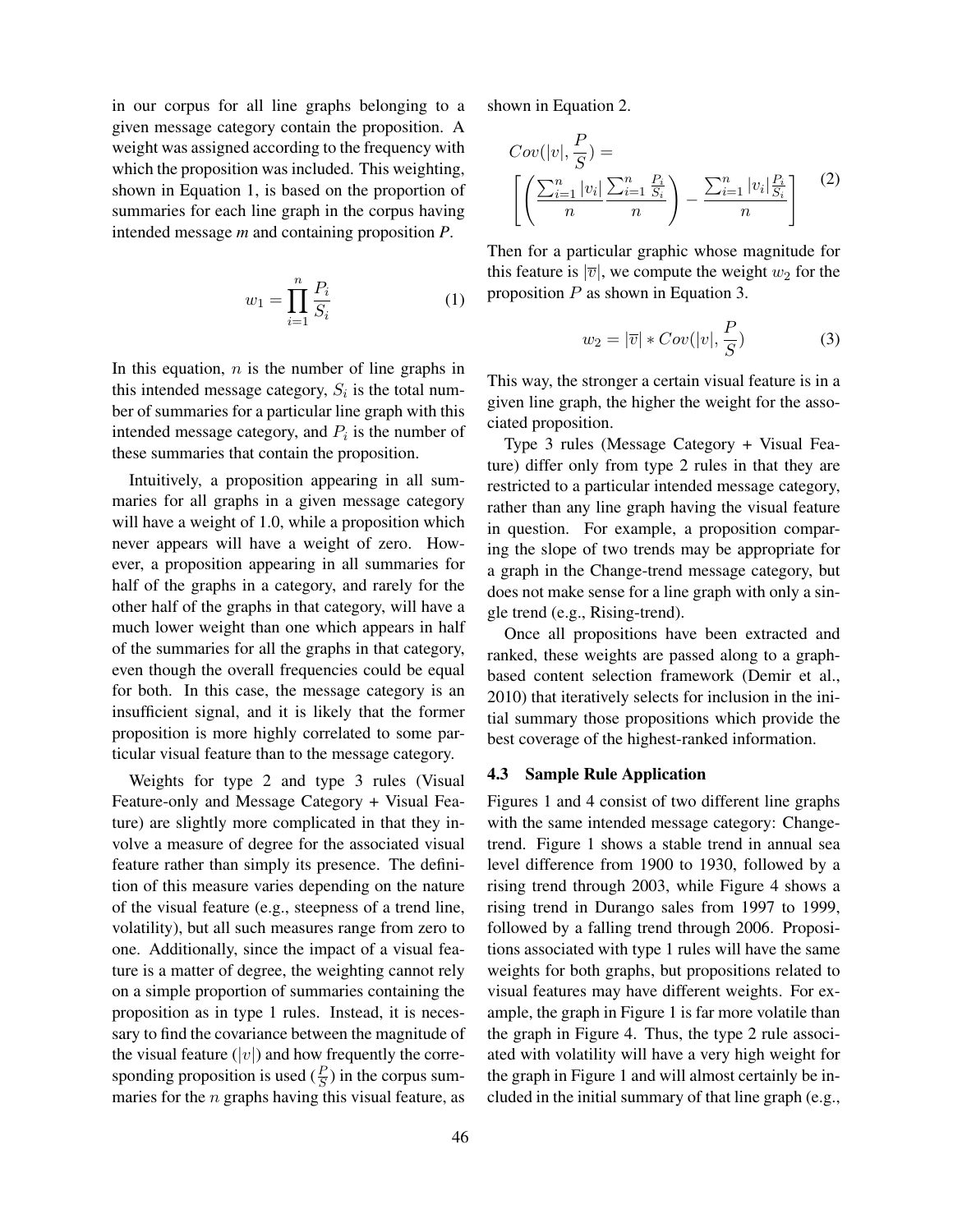in our corpus for all line graphs belonging to a given message category contain the proposition. A weight was assigned according to the frequency with which the proposition was included. This weighting, shown in Equation 1, is based on the proportion of summaries for each line graph in the corpus having intended message *m* and containing proposition *P*.

$$w_1 = \prod_{i=1}^{n} \frac{P_i}{S_i} \tag{1}$$

In this equation, $n$ is the number of line graphs in this intended message category, $S_i$ is the total number of summaries for a particular line graph with this intended message category, and $P_i$ is the number of these summaries that contain the proposition.

Intuitively, a proposition appearing in all summaries for all graphs in a given message category will have a weight of 1.0, while a proposition which never appears will have a weight of zero. However, a proposition appearing in all summaries for half of the graphs in a category, and rarely for the other half of the graphs in that category, will have a much lower weight than one which appears in half of the summaries for all the graphs in that category, even though the overall frequencies could be equal for both. In this case, the message category is an insufficient signal, and it is likely that the former proposition is more highly correlated to some particular visual feature than to the message category.

Weights for type 2 and type 3 rules (Visual Feature-only and Message Category + Visual Feature) are slightly more complicated in that they involve a measure of degree for the associated visual feature rather than simply its presence. The definition of this measure varies depending on the nature of the visual feature (e.g., steepness of a trend line, volatility), but all such measures range from zero to one. Additionally, since the impact of a visual feature is a matter of degree, the weighting cannot rely on a simple proportion of summaries containing the proposition as in type 1 rules. Instead, it is necessary to find the covariance between the magnitude of the visual feature ($|v|$) and how frequently the corresponding proposition is used ($\frac{P}{S}$) in the corpus summaries for the $n$ graphs having this visual feature, as shown in Equation 2.

$$Cov(|v|, \frac{P}{S}) = \left[ \left( \frac{\sum_{i=1}^{n} |v_i|}{n} \frac{\sum_{i=1}^{n} \frac{P_i}{S_i}}{n} \right) - \frac{\sum_{i=1}^{n} |v_i| \frac{P_i}{S_i}}{n} \right] \tag{2}$$

Then for a particular graphic whose magnitude for this feature is $|\overline{v}|$, we compute the weight $w_2$ for the proposition $P$ as shown in Equation 3.

$$w_2 = |\overline{v}| * Cov(|v|, \frac{P}{S}) \tag{3}$$

This way, the stronger a certain visual feature is in a given line graph, the higher the weight for the associated proposition.

Type 3 rules (Message Category + Visual Feature) differ only from type 2 rules in that they are restricted to a particular intended message category, rather than any line graph having the visual feature in question. For example, a proposition comparing the slope of two trends may be appropriate for a graph in the Change-trend message category, but does not make sense for a line graph with only a single trend (e.g., Rising-trend).

Once all propositions have been extracted and ranked, these weights are passed along to a graph-based content selection framework (Demir et al., 2010) that iteratively selects for inclusion in the initial summary those propositions which provide the best coverage of the highest-ranked information.

### 4.3 Sample Rule Application

Figures 1 and 4 consist of two different line graphs with the same intended message category: Change-trend. Figure 1 shows a stable trend in annual sea level difference from 1900 to 1930, followed by a rising trend through 2003, while Figure 4 shows a rising trend in Durango sales from 1997 to 1999, followed by a falling trend through 2006. Propositions associated with type 1 rules will have the same weights for both graphs, but propositions related to visual features may have different weights. For example, the graph in Figure 1 is far more volatile than the graph in Figure 4. Thus, the type 2 rule associated with volatility will have a very high weight for the graph in Figure 1 and will almost certainly be included in the initial summary of that line graph (e.g.,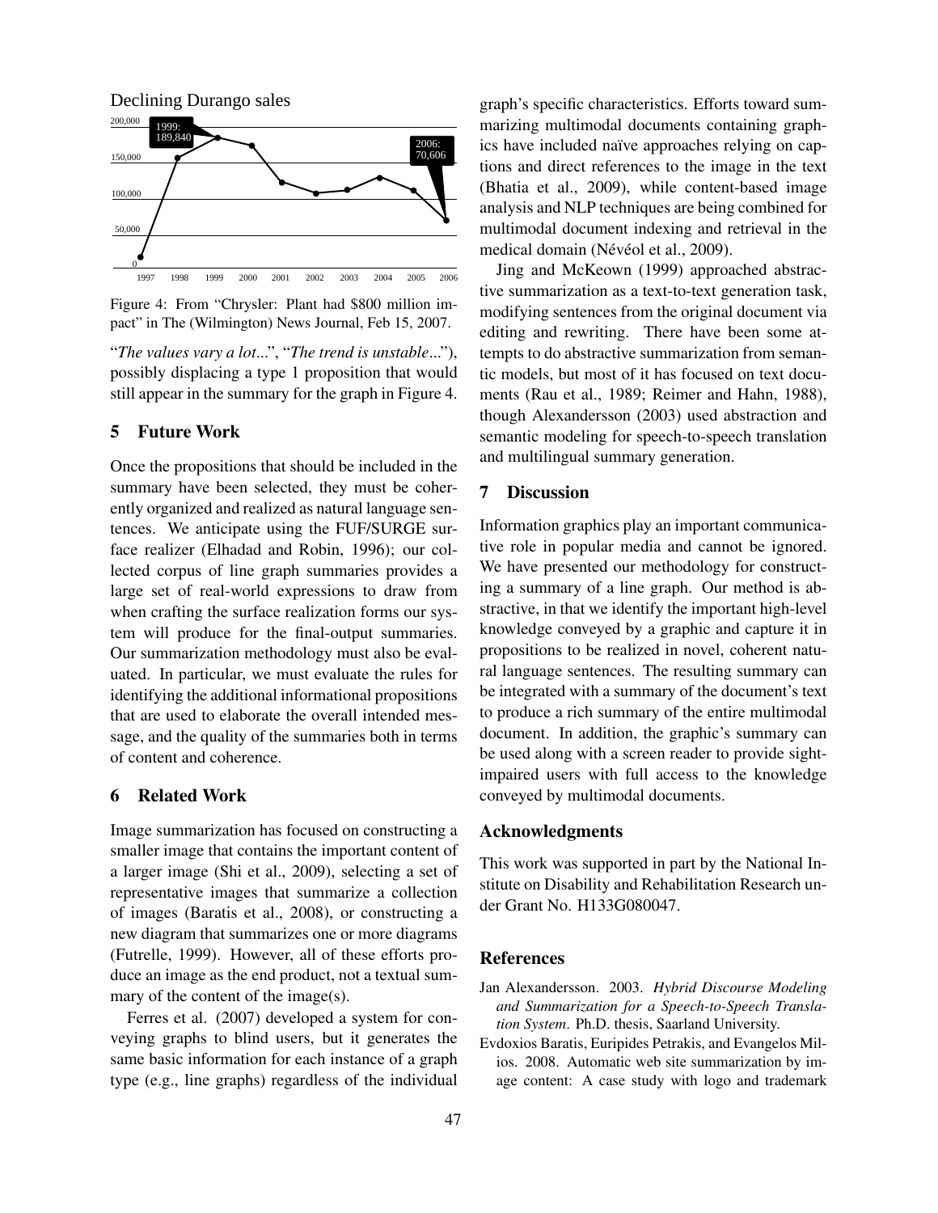Declining Durango sales

Figure 4: From "Chrysler: Plant had $800 million impact" in The (Wilmington) News Journal, Feb 15, 2007.

"*The values vary a lot*...", "*The trend is unstable*..."), possibly displacing a type 1 proposition that would still appear in the summary for the graph in Figure 4.

## 5 Future Work

Once the propositions that should be included in the summary have been selected, they must be coherently organized and realized as natural language sentences. We anticipate using the FUF/SURGE surface realizer (Elhadad and Robin, 1996); our collected corpus of line graph summaries provides a large set of real-world expressions to draw from when crafting the surface realization forms our system will produce for the final-output summaries. Our summarization methodology must also be evaluated. In particular, we must evaluate the rules for identifying the additional informational propositions that are used to elaborate the overall intended message, and the quality of the summaries both in terms of content and coherence.

## 6 Related Work

Image summarization has focused on constructing a smaller image that contains the important content of a larger image (Shi et al., 2009), selecting a set of representative images that summarize a collection of images (Baratis et al., 2008), or constructing a new diagram that summarizes one or more diagrams (Futrelle, 1999). However, all of these efforts produce an image as the end product, not a textual summary of the content of the image(s).

Ferres et al. (2007) developed a system for conveying graphs to blind users, but it generates the same basic information for each instance of a graph type (e.g., line graphs) regardless of the individual graph's specific characteristics. Efforts toward summarizing multimodal documents containing graphics have included naïve approaches relying on captions and direct references to the image in the text (Bhatia et al., 2009), while content-based image analysis and NLP techniques are being combined for multimodal document indexing and retrieval in the medical domain (Névéol et al., 2009).

Jing and McKeown (1999) approached abstractive summarization as a text-to-text generation task, modifying sentences from the original document via editing and rewriting. There have been some attempts to do abstractive summarization from semantic models, but most of it has focused on text documents (Rau et al., 1989; Reimer and Hahn, 1988), though Alexandersson (2003) used abstraction and semantic modeling for speech-to-speech translation and multilingual summary generation.

## 7 Discussion

Information graphics play an important communicative role in popular media and cannot be ignored. We have presented our methodology for constructing a summary of a line graph. Our method is abstractive, in that we identify the important high-level knowledge conveyed by a graphic and capture it in propositions to be realized in novel, coherent natural language sentences. The resulting summary can be integrated with a summary of the document's text to produce a rich summary of the entire multimodal document. In addition, the graphic's summary can be used along with a screen reader to provide sight-impaired users with full access to the knowledge conveyed by multimodal documents.

## Acknowledgments

This work was supported in part by the National Institute on Disability and Rehabilitation Research under Grant No. H133G080047.

## References

Jan Alexandersson. 2003. *Hybrid Discourse Modeling and Summarization for a Speech-to-Speech Translation System*. Ph.D. thesis, Saarland University.

Evdoxios Baratis, Euripides Petrakis, and Evangelos Milios. 2008. Automatic web site summarization by image content: A case study with logo and trademark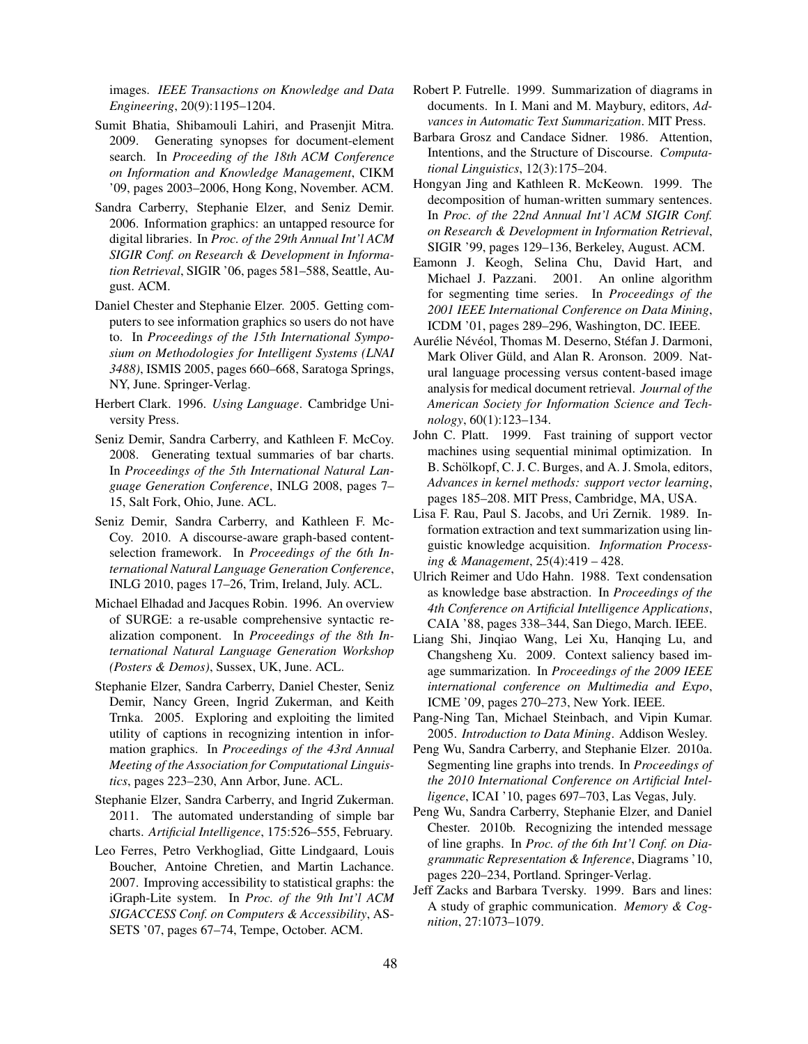images. *IEEE Transactions on Knowledge and Data Engineering*, 20(9):1195–1204.

Sumit Bhatia, Shibamouli Lahiri, and Prasenjit Mitra. 2009. Generating synopses for document-element search. In *Proceeding of the 18th ACM Conference on Information and Knowledge Management*, CIKM '09, pages 2003–2006, Hong Kong, November. ACM.

Sandra Carberry, Stephanie Elzer, and Seniz Demir. 2006. Information graphics: an untapped resource for digital libraries. In *Proc. of the 29th Annual Int'l ACM SIGIR Conf. on Research & Development in Information Retrieval*, SIGIR '06, pages 581–588, Seattle, August. ACM.

Daniel Chester and Stephanie Elzer. 2005. Getting computers to see information graphics so users do not have to. In *Proceedings of the 15th International Symposium on Methodologies for Intelligent Systems (LNAI 3488)*, ISMIS 2005, pages 660–668, Saratoga Springs, NY, June. Springer-Verlag.

Herbert Clark. 1996. *Using Language*. Cambridge University Press.

Seniz Demir, Sandra Carberry, and Kathleen F. McCoy. 2008. Generating textual summaries of bar charts. In *Proceedings of the 5th International Natural Language Generation Conference*, INLG 2008, pages 7–15, Salt Fork, Ohio, June. ACL.

Seniz Demir, Sandra Carberry, and Kathleen F. McCoy. 2010. A discourse-aware graph-based content-selection framework. In *Proceedings of the 6th International Natural Language Generation Conference*, INLG 2010, pages 17–26, Trim, Ireland, July. ACL.

Michael Elhadad and Jacques Robin. 1996. An overview of SURGE: a re-usable comprehensive syntactic realization component. In *Proceedings of the 8th International Natural Language Generation Workshop (Posters & Demos)*, Sussex, UK, June. ACL.

Stephanie Elzer, Sandra Carberry, Daniel Chester, Seniz Demir, Nancy Green, Ingrid Zukerman, and Keith Trnka. 2005. Exploring and exploiting the limited utility of captions in recognizing intention in information graphics. In *Proceedings of the 43rd Annual Meeting of the Association for Computational Linguistics*, pages 223–230, Ann Arbor, June. ACL.

Stephanie Elzer, Sandra Carberry, and Ingrid Zukerman. 2011. The automated understanding of simple bar charts. *Artificial Intelligence*, 175:526–555, February.

Leo Ferres, Petro Verkhogliad, Gitte Lindgaard, Louis Boucher, Antoine Chretien, and Martin Lachance. 2007. Improving accessibility to statistical graphs: the iGraph-Lite system. In *Proc. of the 9th Int'l ACM SIGACCESS Conf. on Computers & Accessibility*, ASSETS '07, pages 67–74, Tempe, October. ACM.

Robert P. Futrelle. 1999. Summarization of diagrams in documents. In I. Mani and M. Maybury, editors, *Advances in Automatic Text Summarization*. MIT Press.

Barbara Grosz and Candace Sidner. 1986. Attention, Intentions, and the Structure of Discourse. *Computational Linguistics*, 12(3):175–204.

Hongyan Jing and Kathleen R. McKeown. 1999. The decomposition of human-written summary sentences. In *Proc. of the 22nd Annual Int'l ACM SIGIR Conf. on Research & Development in Information Retrieval*, SIGIR '99, pages 129–136, Berkeley, August. ACM.

Eamonn J. Keogh, Selina Chu, David Hart, and Michael J. Pazzani. 2001. An online algorithm for segmenting time series. In *Proceedings of the 2001 IEEE International Conference on Data Mining*, ICDM '01, pages 289–296, Washington, DC. IEEE.

Aurélie Névéol, Thomas M. Deserno, Stéfan J. Darmoni, Mark Oliver Güld, and Alan R. Aronson. 2009. Natural language processing versus content-based image analysis for medical document retrieval. *Journal of the American Society for Information Science and Technology*, 60(1):123–134.

John C. Platt. 1999. Fast training of support vector machines using sequential minimal optimization. In B. Schölkopf, C. J. C. Burges, and A. J. Smola, editors, *Advances in kernel methods: support vector learning*, pages 185–208. MIT Press, Cambridge, MA, USA.

Lisa F. Rau, Paul S. Jacobs, and Uri Zernik. 1989. Information extraction and text summarization using linguistic knowledge acquisition. *Information Processing & Management*, 25(4):419 – 428.

Ulrich Reimer and Udo Hahn. 1988. Text condensation as knowledge base abstraction. In *Proceedings of the 4th Conference on Artificial Intelligence Applications*, CAIA '88, pages 338–344, San Diego, March. IEEE.

Liang Shi, Jinqiao Wang, Lei Xu, Hanqing Lu, and Changsheng Xu. 2009. Context saliency based image summarization. In *Proceedings of the 2009 IEEE international conference on Multimedia and Expo*, ICME '09, pages 270–273, New York. IEEE.

Pang-Ning Tan, Michael Steinbach, and Vipin Kumar. 2005. *Introduction to Data Mining*. Addison Wesley.

Peng Wu, Sandra Carberry, and Stephanie Elzer. 2010a. Segmenting line graphs into trends. In *Proceedings of the 2010 International Conference on Artificial Intelligence*, ICAI '10, pages 697–703, Las Vegas, July.

Peng Wu, Sandra Carberry, Stephanie Elzer, and Daniel Chester. 2010b. Recognizing the intended message of line graphs. In *Proc. of the 6th Int'l Conf. on Diagrammatic Representation & Inference*, Diagrams '10, pages 220–234, Portland. Springer-Verlag.

Jeff Zacks and Barbara Tversky. 1999. Bars and lines: A study of graphic communication. *Memory & Cognition*, 27:1073–1079.